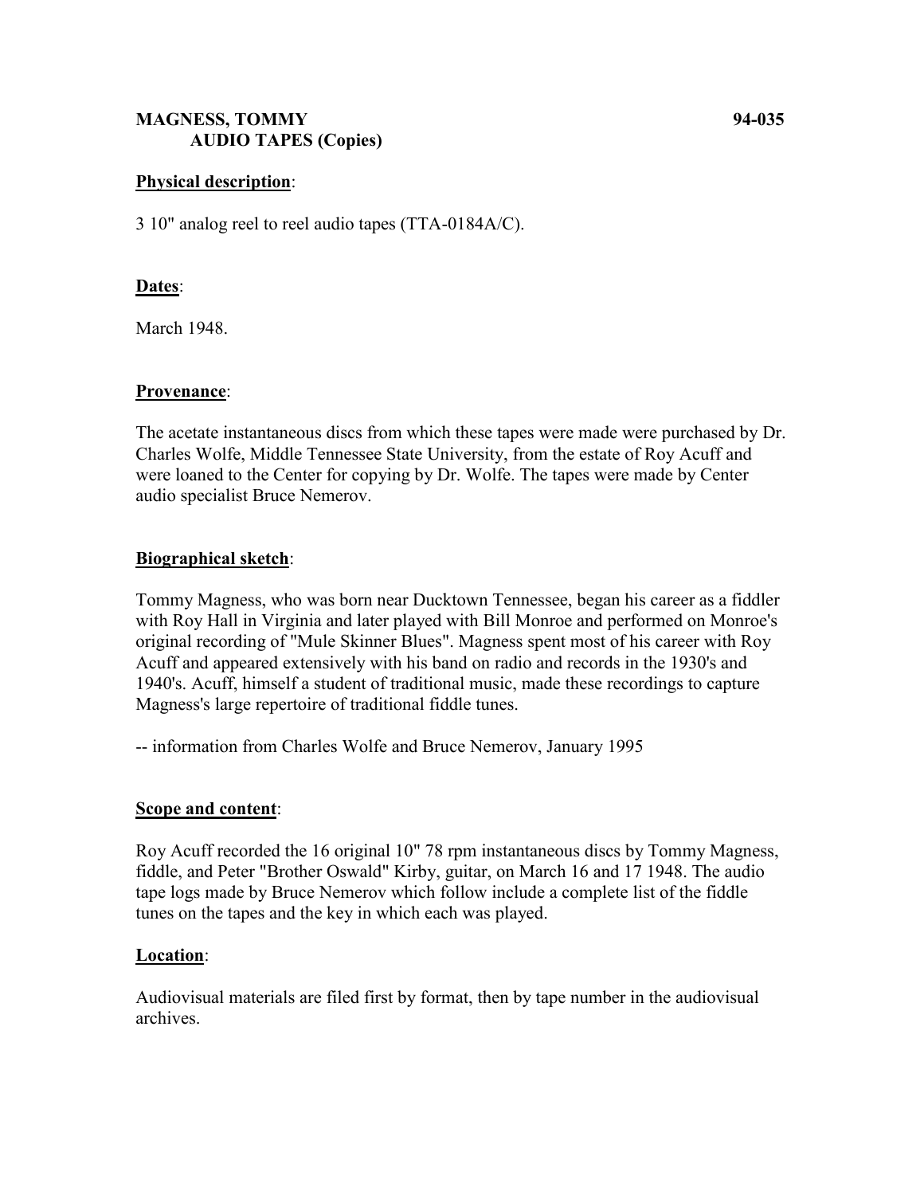**MAGNESS, TOMMY** **94-035**
**AUDIO TAPES (Copies)**

**Physical description**:

3 10" analog reel to reel audio tapes (TTA-0184A/C).

**Dates**:

March 1948.

**Provenance**:

The acetate instantaneous discs from which these tapes were made were purchased by Dr. Charles Wolfe, Middle Tennessee State University, from the estate of Roy Acuff and were loaned to the Center for copying by Dr. Wolfe. The tapes were made by Center audio specialist Bruce Nemerov.

**Biographical sketch**:

Tommy Magness, who was born near Ducktown Tennessee, began his career as a fiddler with Roy Hall in Virginia and later played with Bill Monroe and performed on Monroe's original recording of "Mule Skinner Blues". Magness spent most of his career with Roy Acuff and appeared extensively with his band on radio and records in the 1930's and 1940's. Acuff, himself a student of traditional music, made these recordings to capture Magness's large repertoire of traditional fiddle tunes.

-- information from Charles Wolfe and Bruce Nemerov, January 1995

**Scope and content**:

Roy Acuff recorded the 16 original 10" 78 rpm instantaneous discs by Tommy Magness, fiddle, and Peter "Brother Oswald" Kirby, guitar, on March 16 and 17 1948. The audio tape logs made by Bruce Nemerov which follow include a complete list of the fiddle tunes on the tapes and the key in which each was played.

**Location**:

Audiovisual materials are filed first by format, then by tape number in the audiovisual archives.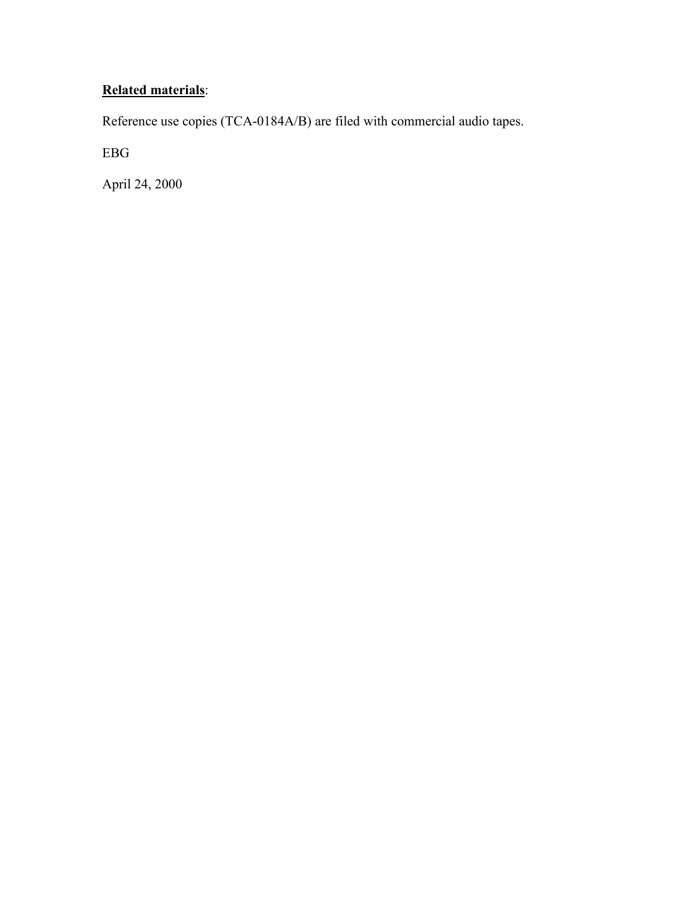**Related materials**:

Reference use copies (TCA-0184A/B) are filed with commercial audio tapes.

EBG

April 24, 2000